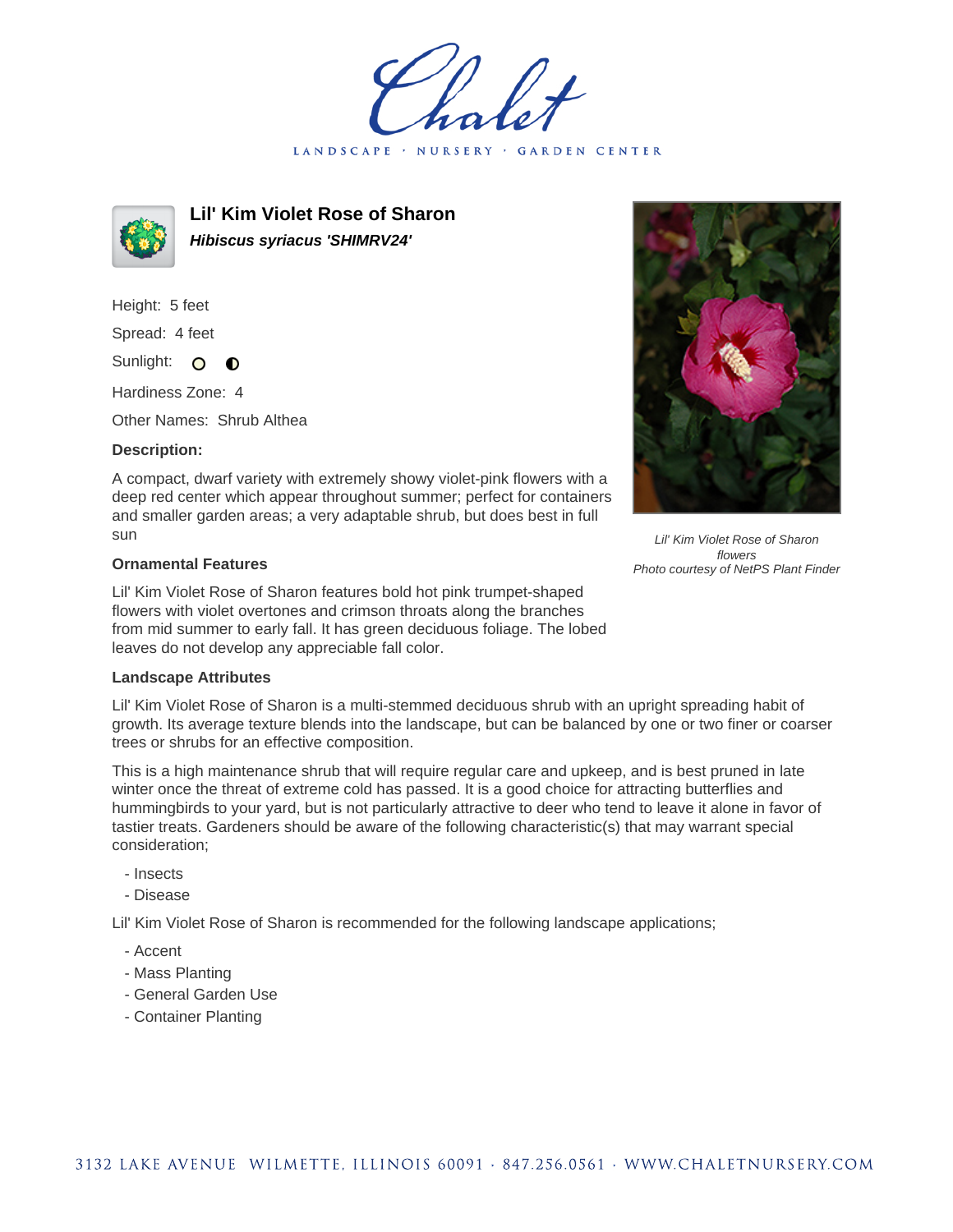# Chalet

LANDSCAPE · NURSERY · GARDEN CENTER

## Lil' Kim Violet Rose of Sharon

***Hibiscus syriacus 'SHIMRV24'***

Height: 5 feet

Spread: 4 feet

Sunlight:

Hardiness Zone: 4

Other Names: Shrub Althea

**Description:**

A compact, dwarf variety with extremely showy violet-pink flowers with a deep red center which appear throughout summer; perfect for containers and smaller garden areas; a very adaptable shrub, but does best in full sun

*Lil' Kim Violet Rose of Sharon flowers*
*Photo courtesy of NetPS Plant Finder*

### Ornamental Features

Lil' Kim Violet Rose of Sharon features bold hot pink trumpet-shaped flowers with violet overtones and crimson throats along the branches from mid summer to early fall. It has green deciduous foliage. The lobed leaves do not develop any appreciable fall color.

### Landscape Attributes

Lil' Kim Violet Rose of Sharon is a multi-stemmed deciduous shrub with an upright spreading habit of growth. Its average texture blends into the landscape, but can be balanced by one or two finer or coarser trees or shrubs for an effective composition.

This is a high maintenance shrub that will require regular care and upkeep, and is best pruned in late winter once the threat of extreme cold has passed. It is a good choice for attracting butterflies and hummingbirds to your yard, but is not particularly attractive to deer who tend to leave it alone in favor of tastier treats. Gardeners should be aware of the following characteristic(s) that may warrant special consideration;

- Insects
- Disease

Lil' Kim Violet Rose of Sharon is recommended for the following landscape applications;

- Accent
- Mass Planting
- General Garden Use
- Container Planting

3132 LAKE AVENUE WILMETTE, ILLINOIS 60091 · 847.256.0561 · WWW.CHALETNURSERY.COM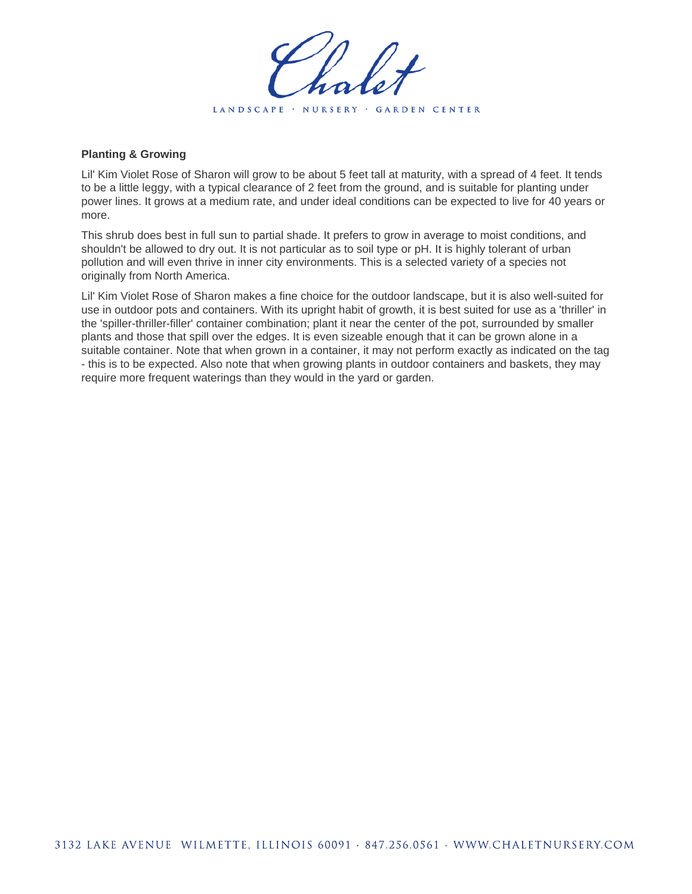**Planting & Growing**

Lil' Kim Violet Rose of Sharon will grow to be about 5 feet tall at maturity, with a spread of 4 feet. It tends to be a little leggy, with a typical clearance of 2 feet from the ground, and is suitable for planting under power lines. It grows at a medium rate, and under ideal conditions can be expected to live for 40 years or more.

This shrub does best in full sun to partial shade. It prefers to grow in average to moist conditions, and shouldn't be allowed to dry out. It is not particular as to soil type or pH. It is highly tolerant of urban pollution and will even thrive in inner city environments. This is a selected variety of a species not originally from North America.

Lil' Kim Violet Rose of Sharon makes a fine choice for the outdoor landscape, but it is also well-suited for use in outdoor pots and containers. With its upright habit of growth, it is best suited for use as a 'thriller' in the 'spiller-thriller-filler' container combination; plant it near the center of the pot, surrounded by smaller plants and those that spill over the edges. It is even sizeable enough that it can be grown alone in a suitable container. Note that when grown in a container, it may not perform exactly as indicated on the tag - this is to be expected. Also note that when growing plants in outdoor containers and baskets, they may require more frequent waterings than they would in the yard or garden.